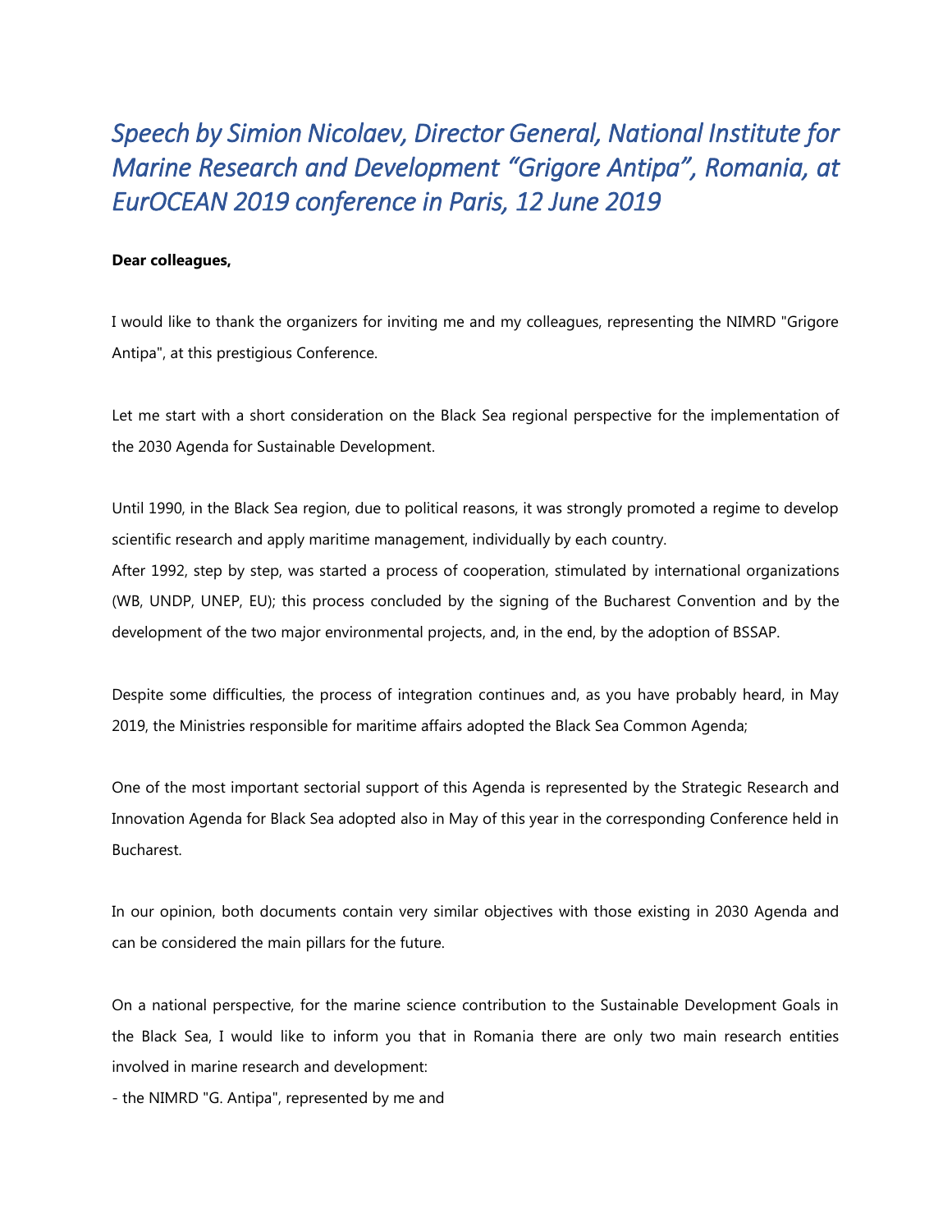# *Speech by Simion Nicolaev, Director General, National Institute for Marine Research and Development "Grigore Antipa", Romania, at EurOCEAN 2019 conference in Paris, 12 June 2019*

**Dear colleagues,**

I would like to thank the organizers for inviting me and my colleagues, representing the NIMRD "Grigore Antipa", at this prestigious Conference.

Let me start with a short consideration on the Black Sea regional perspective for the implementation of the 2030 Agenda for Sustainable Development.

Until 1990, in the Black Sea region, due to political reasons, it was strongly promoted a regime to develop scientific research and apply maritime management, individually by each country.
After 1992, step by step, was started a process of cooperation, stimulated by international organizations (WB, UNDP, UNEP, EU); this process concluded by the signing of the Bucharest Convention and by the development of the two major environmental projects, and, in the end, by the adoption of BSSAP.

Despite some difficulties, the process of integration continues and, as you have probably heard, in May 2019, the Ministries responsible for maritime affairs adopted the Black Sea Common Agenda;

One of the most important sectorial support of this Agenda is represented by the Strategic Research and Innovation Agenda for Black Sea adopted also in May of this year in the corresponding Conference held in Bucharest.

In our opinion, both documents contain very similar objectives with those existing in 2030 Agenda and can be considered the main pillars for the future.

On a national perspective, for the marine science contribution to the Sustainable Development Goals in the Black Sea, I would like to inform you that in Romania there are only two main research entities involved in marine research and development:

- the NIMRD "G. Antipa", represented by me and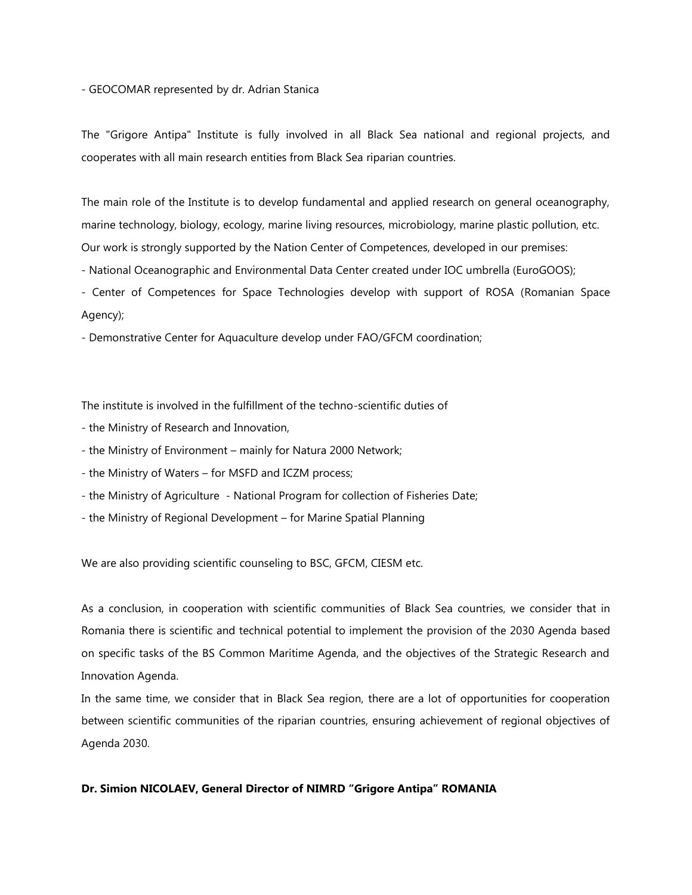- GEOCOMAR represented by dr. Adrian Stanica

The "Grigore Antipa" Institute is fully involved in all Black Sea national and regional projects, and cooperates with all main research entities from Black Sea riparian countries.

The main role of the Institute is to develop fundamental and applied research on general oceanography, marine technology, biology, ecology, marine living resources, microbiology, marine plastic pollution, etc. Our work is strongly supported by the Nation Center of Competences, developed in our premises:

- National Oceanographic and Environmental Data Center created under IOC umbrella (EuroGOOS);
- Center of Competences for Space Technologies develop with support of ROSA (Romanian Space Agency);
- Demonstrative Center for Aquaculture develop under FAO/GFCM coordination;

The institute is involved in the fulfillment of the techno-scientific duties of

- the Ministry of Research and Innovation,
- the Ministry of Environment – mainly for Natura 2000 Network;
- the Ministry of Waters – for MSFD and ICZM process;
- the Ministry of Agriculture - National Program for collection of Fisheries Date;
- the Ministry of Regional Development – for Marine Spatial Planning

We are also providing scientific counseling to BSC, GFCM, CIESM etc.

As a conclusion, in cooperation with scientific communities of Black Sea countries, we consider that in Romania there is scientific and technical potential to implement the provision of the 2030 Agenda based on specific tasks of the BS Common Maritime Agenda, and the objectives of the Strategic Research and Innovation Agenda.

In the same time, we consider that in Black Sea region, there are a lot of opportunities for cooperation between scientific communities of the riparian countries, ensuring achievement of regional objectives of Agenda 2030.

**Dr. Simion NICOLAEV, General Director of NIMRD "Grigore Antipa" ROMANIA**